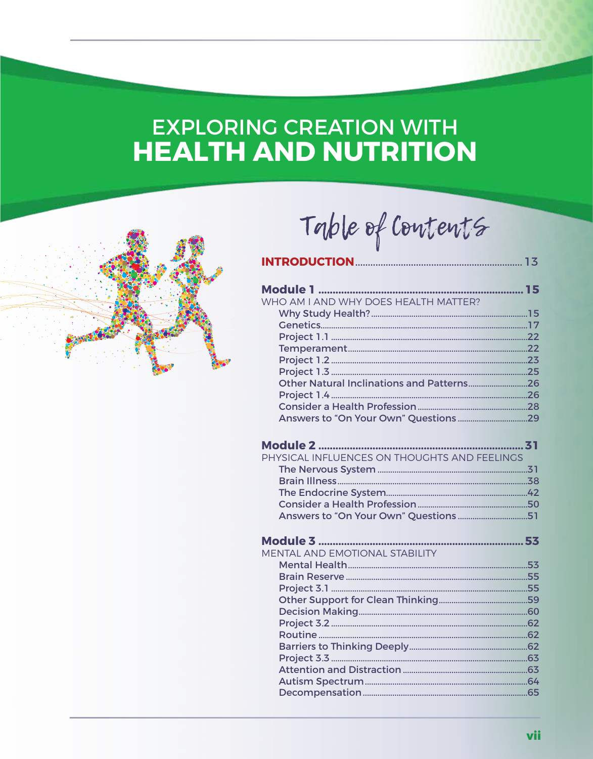# EXPLORING CREATION WITH **HEALTH AND NUTRITION**

## Table of Contents

**INTRODUCTION** .......... 13

**Module 1** .......... **15**
WHO AM I AND WHY DOES HEALTH MATTER?
- Why Study Health? .......... 15
- Genetics .......... 17
- Project 1.1 .......... 22
- Temperament .......... 22
- Project 1.2 .......... 23
- Project 1.3 .......... 25
- Other Natural Inclinations and Patterns .......... 26
- Project 1.4 .......... 26
- Consider a Health Profession .......... 28
- Answers to "On Your Own" Questions .......... 29

**Module 2** .......... **31**
PHYSICAL INFLUENCES ON THOUGHTS AND FEELINGS
- The Nervous System .......... 31
- Brain Illness .......... 38
- The Endocrine System .......... 42
- Consider a Health Profession .......... 50
- Answers to "On Your Own" Questions .......... 51

**Module 3** .......... **53**
MENTAL AND EMOTIONAL STABILITY
- Mental Health .......... 53
- Brain Reserve .......... 55
- Project 3.1 .......... 55
- Other Support for Clean Thinking .......... 59
- Decision Making .......... 60
- Project 3.2 .......... 62
- Routine .......... 62
- Barriers to Thinking Deeply .......... 62
- Project 3.3 .......... 63
- Attention and Distraction .......... 63
- Autism Spectrum .......... 64
- Decompensation .......... 65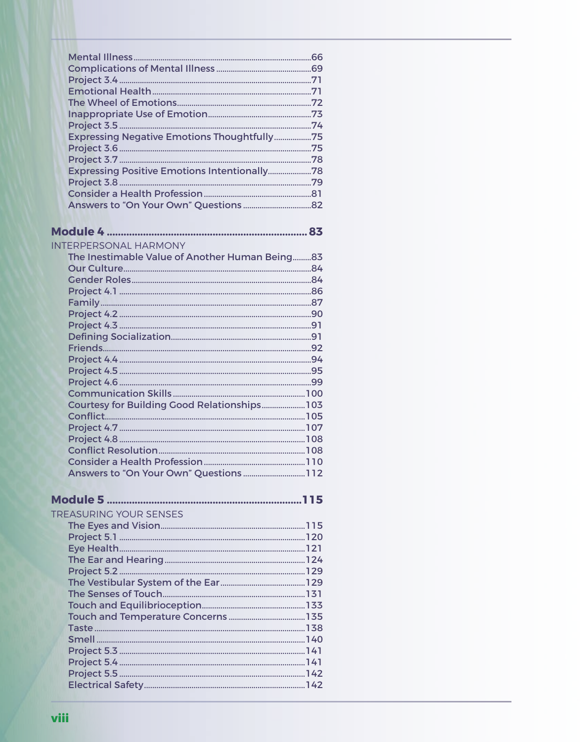Mental Illness....66
Complications of Mental Illness....69
Project 3.4....71
Emotional Health....71
The Wheel of Emotions....72
Inappropriate Use of Emotion....73
Project 3.5....74
Expressing Negative Emotions Thoughtfully....75
Project 3.6....75
Project 3.7....78
Expressing Positive Emotions Intentionally....78
Project 3.8....79
Consider a Health Profession....81
Answers to "On Your Own" Questions....82

## Module 4 .... 83

INTERPERSONAL HARMONY

The Inestimable Value of Another Human Being....83
Our Culture....84
Gender Roles....84
Project 4.1....86
Family....87
Project 4.2....90
Project 4.3....91
Defining Socialization....91
Friends....92
Project 4.4....94
Project 4.5....95
Project 4.6....99
Communication Skills....100
Courtesy for Building Good Relationships....103
Conflict....105
Project 4.7....107
Project 4.8....108
Conflict Resolution....108
Consider a Health Profession....110
Answers to "On Your Own" Questions....112

## Module 5 ....115

TREASURING YOUR SENSES

The Eyes and Vision....115
Project 5.1....120
Eye Health....121
The Ear and Hearing....124
Project 5.2....129
The Vestibular System of the Ear....129
The Senses of Touch....131
Touch and Equilibrioception....133
Touch and Temperature Concerns....135
Taste....138
Smell....140
Project 5.3....141
Project 5.4....141
Project 5.5....142
Electrical Safety....142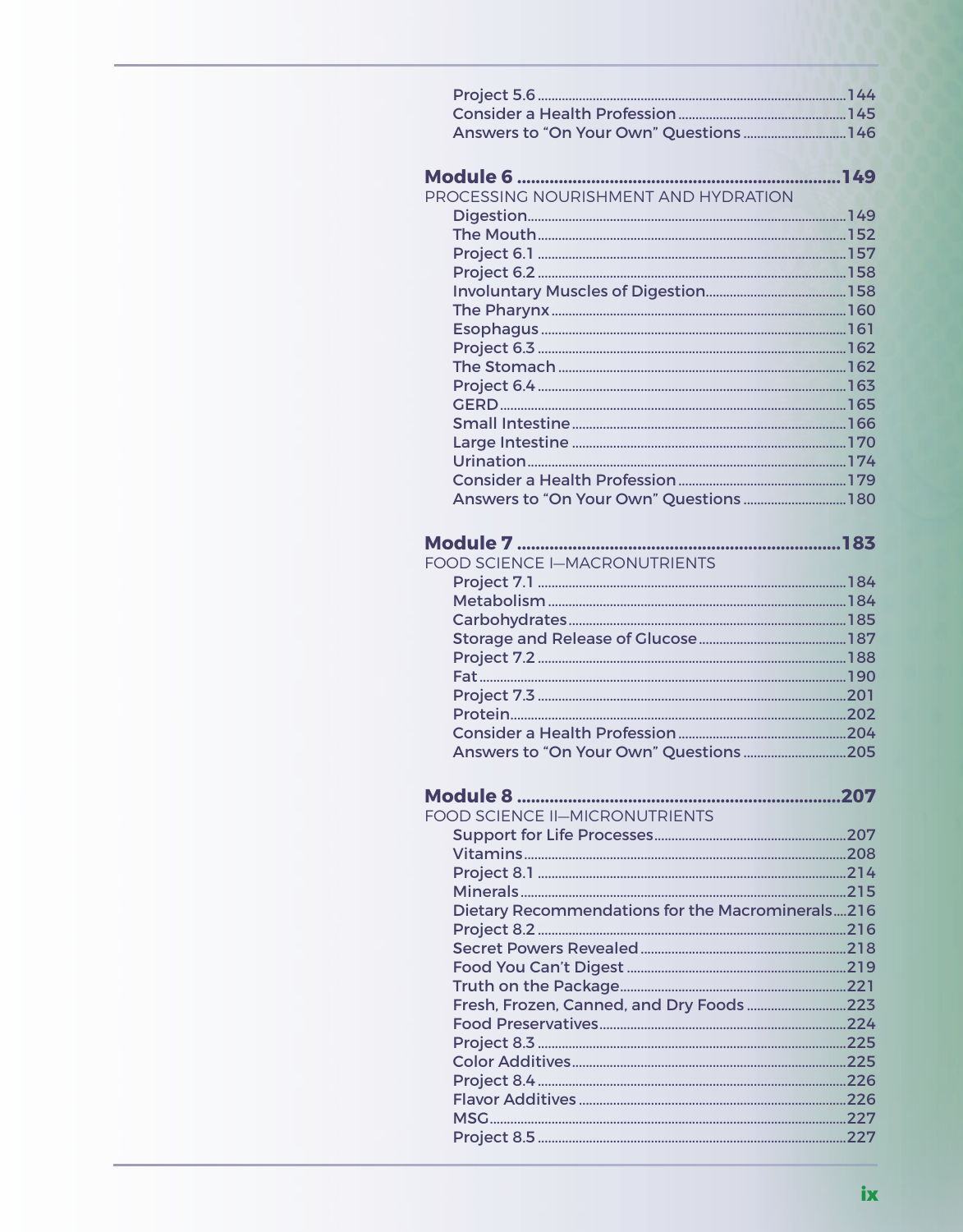- Project 5.6 ....................144
- Consider a Health Profession ....................145
- Answers to "On Your Own" Questions ....................146

**Module 6 ....................149**

PROCESSING NOURISHMENT AND HYDRATION

- Digestion ....................149
- The Mouth ....................152
- Project 6.1 ....................157
- Project 6.2 ....................158
- Involuntary Muscles of Digestion ....................158
- The Pharynx ....................160
- Esophagus ....................161
- Project 6.3 ....................162
- The Stomach ....................162
- Project 6.4 ....................163
- GERD ....................165
- Small Intestine ....................166
- Large Intestine ....................170
- Urination ....................174
- Consider a Health Profession ....................179
- Answers to "On Your Own" Questions ....................180

**Module 7 ....................183**

FOOD SCIENCE I—MACRONUTRIENTS

- Project 7.1 ....................184
- Metabolism ....................184
- Carbohydrates ....................185
- Storage and Release of Glucose ....................187
- Project 7.2 ....................188
- Fat ....................190
- Project 7.3 ....................201
- Protein ....................202
- Consider a Health Profession ....................204
- Answers to "On Your Own" Questions ....................205

**Module 8 ....................207**

FOOD SCIENCE II—MICRONUTRIENTS

- Support for Life Processes ....................207
- Vitamins ....................208
- Project 8.1 ....................214
- Minerals ....................215
- Dietary Recommendations for the Macrominerals ....216
- Project 8.2 ....................216
- Secret Powers Revealed ....................218
- Food You Can't Digest ....................219
- Truth on the Package ....................221
- Fresh, Frozen, Canned, and Dry Foods ....................223
- Food Preservatives ....................224
- Project 8.3 ....................225
- Color Additives ....................225
- Project 8.4 ....................226
- Flavor Additives ....................226
- MSG ....................227
- Project 8.5 ....................227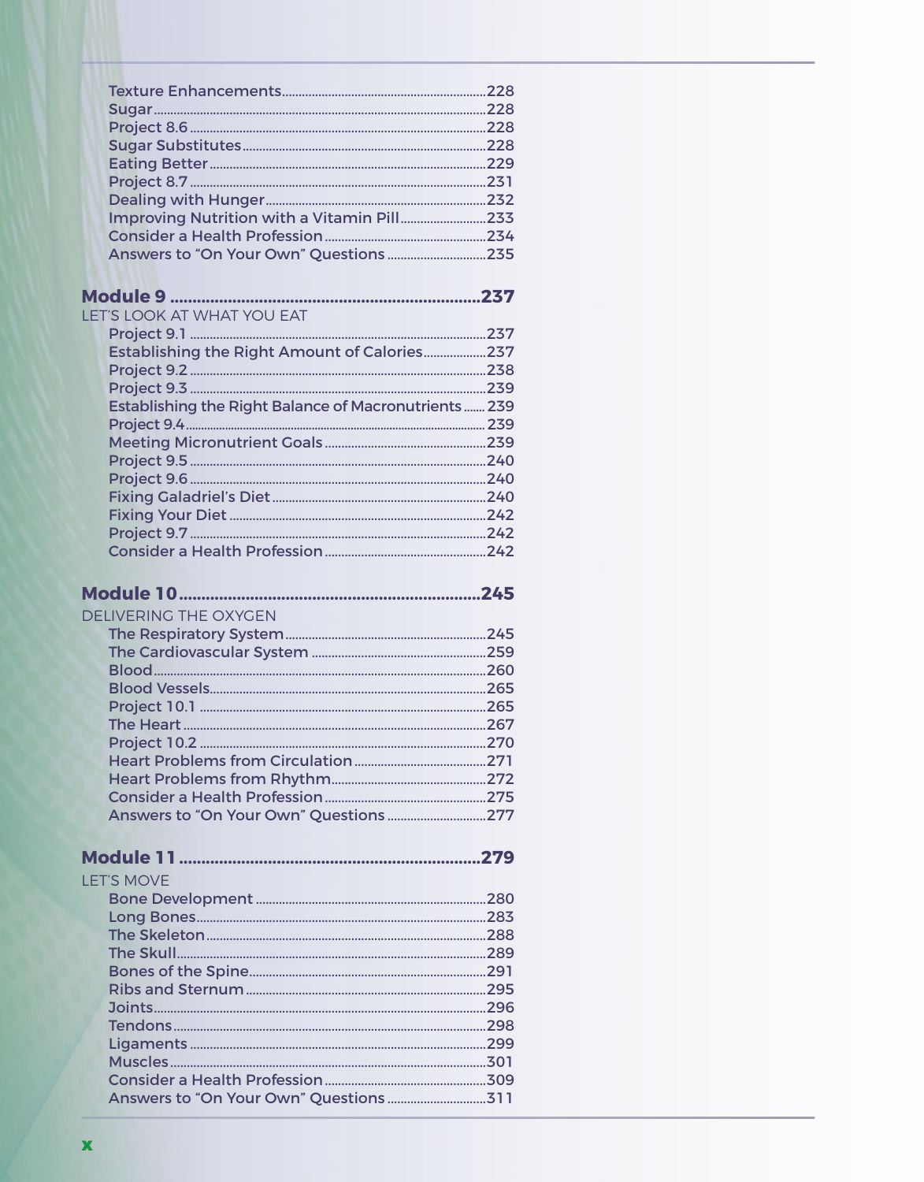Texture Enhancements....228
Sugar....228
Project 8.6....228
Sugar Substitutes....228
Eating Better....229
Project 8.7....231
Dealing with Hunger....232
Improving Nutrition with a Vitamin Pill....233
Consider a Health Profession....234
Answers to “On Your Own” Questions....235

**Module 9....237**

LET’S LOOK AT WHAT YOU EAT

Project 9.1....237
Establishing the Right Amount of Calories....237
Project 9.2....238
Project 9.3....239
Establishing the Right Balance of Macronutrients....239
Project 9.4....239
Meeting Micronutrient Goals....239
Project 9.5....240
Project 9.6....240
Fixing Galadriel’s Diet....240
Fixing Your Diet....242
Project 9.7....242
Consider a Health Profession....242

**Module 10....245**

DELIVERING THE OXYGEN

The Respiratory System....245
The Cardiovascular System....259
Blood....260
Blood Vessels....265
Project 10.1....265
The Heart....267
Project 10.2....270
Heart Problems from Circulation....271
Heart Problems from Rhythm....272
Consider a Health Profession....275
Answers to “On Your Own” Questions....277

**Module 11....279**

LET’S MOVE

Bone Development....280
Long Bones....283
The Skeleton....288
The Skull....289
Bones of the Spine....291
Ribs and Sternum....295
Joints....296
Tendons....298
Ligaments....299
Muscles....301
Consider a Health Profession....309
Answers to “On Your Own” Questions....311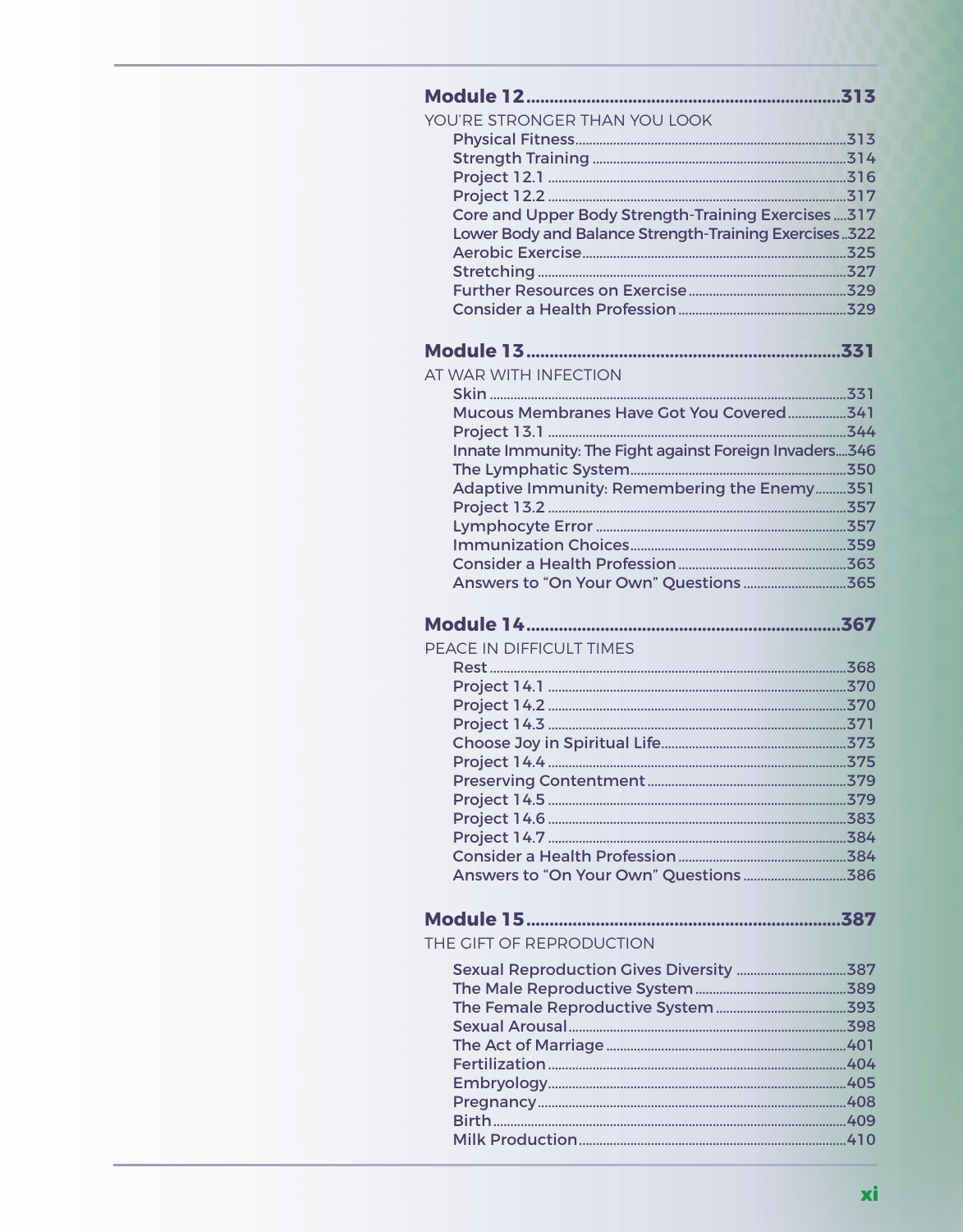**Module 12 ........................................................................ 313**

YOU'RE STRONGER THAN YOU LOOK

- Physical Fitness ........................................................................ 313
- Strength Training ........................................................................ 314
- Project 12.1 ........................................................................ 316
- Project 12.2 ........................................................................ 317
- Core and Upper Body Strength-Training Exercises .... 317
- Lower Body and Balance Strength-Training Exercises .. 322
- Aerobic Exercise ........................................................................ 325
- Stretching ........................................................................ 327
- Further Resources on Exercise ........................................................................ 329
- Consider a Health Profession ........................................................................ 329

**Module 13 ........................................................................ 331**

AT WAR WITH INFECTION

- Skin ........................................................................ 331
- Mucous Membranes Have Got You Covered ................. 341
- Project 13.1 ........................................................................ 344
- Innate Immunity: The Fight against Foreign Invaders .... 346
- The Lymphatic System ........................................................................ 350
- Adaptive Immunity: Remembering the Enemy ......... 351
- Project 13.2 ........................................................................ 357
- Lymphocyte Error ........................................................................ 357
- Immunization Choices ........................................................................ 359
- Consider a Health Profession ........................................................................ 363
- Answers to "On Your Own" Questions ........................................................................ 365

**Module 14 ........................................................................ 367**

PEACE IN DIFFICULT TIMES

- Rest ........................................................................ 368
- Project 14.1 ........................................................................ 370
- Project 14.2 ........................................................................ 370
- Project 14.3 ........................................................................ 371
- Choose Joy in Spiritual Life ........................................................................ 373
- Project 14.4 ........................................................................ 375
- Preserving Contentment ........................................................................ 379
- Project 14.5 ........................................................................ 379
- Project 14.6 ........................................................................ 383
- Project 14.7 ........................................................................ 384
- Consider a Health Profession ........................................................................ 384
- Answers to "On Your Own" Questions ........................................................................ 386

**Module 15 ........................................................................ 387**

THE GIFT OF REPRODUCTION

- Sexual Reproduction Gives Diversity ........................................................................ 387
- The Male Reproductive System ........................................................................ 389
- The Female Reproductive System ........................................................................ 393
- Sexual Arousal ........................................................................ 398
- The Act of Marriage ........................................................................ 401
- Fertilization ........................................................................ 404
- Embryology ........................................................................ 405
- Pregnancy ........................................................................ 408
- Birth ........................................................................ 409
- Milk Production ........................................................................ 410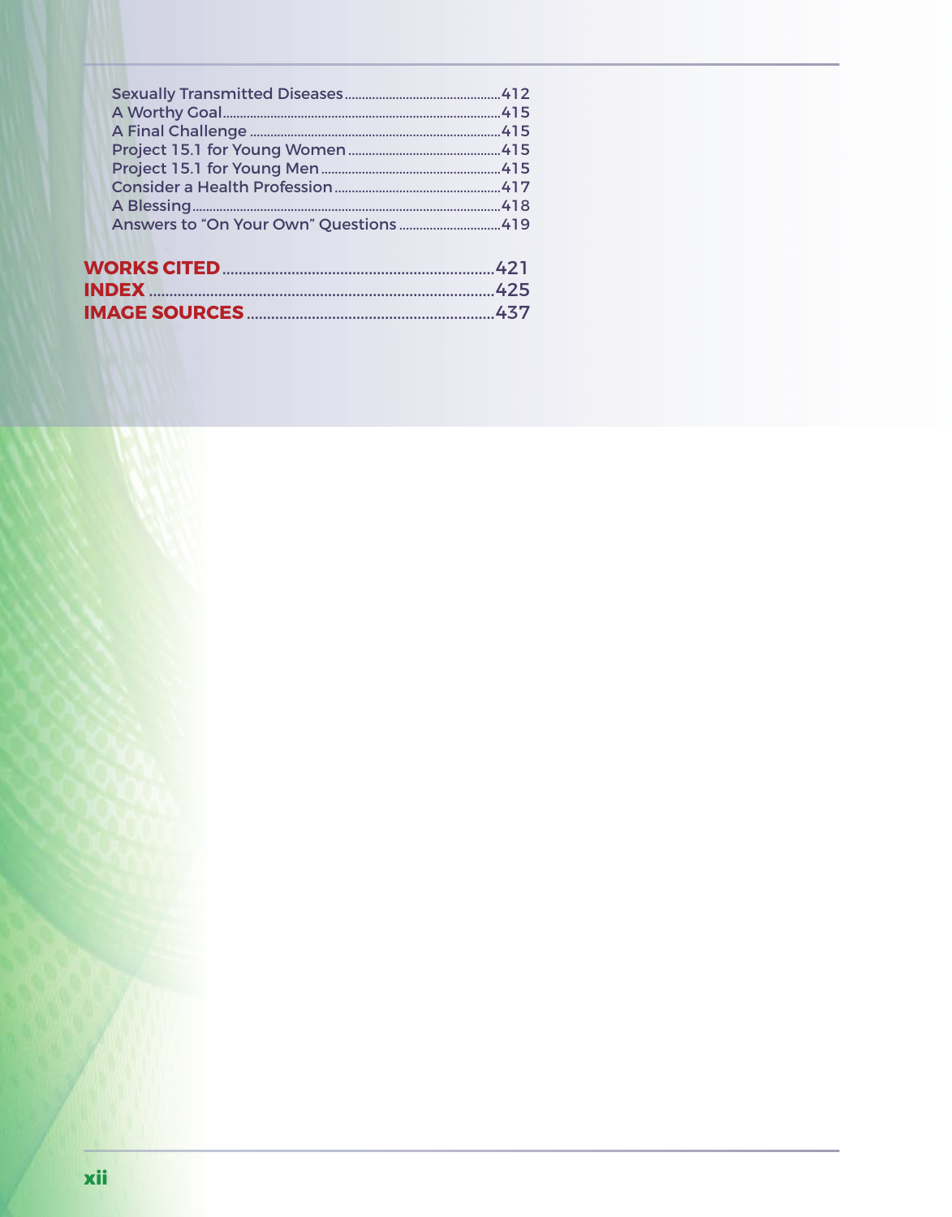Sexually Transmitted Diseases ........................................ 412
A Worthy Goal ........................................ 415
A Final Challenge ........................................ 415
Project 15.1 for Young Women ........................................ 415
Project 15.1 for Young Men ........................................ 415
Consider a Health Profession ........................................ 417
A Blessing ........................................ 418
Answers to "On Your Own" Questions ........................................ 419

**WORKS CITED** ........................................ 421
**INDEX** ........................................ 425
**IMAGE SOURCES** ........................................ 437